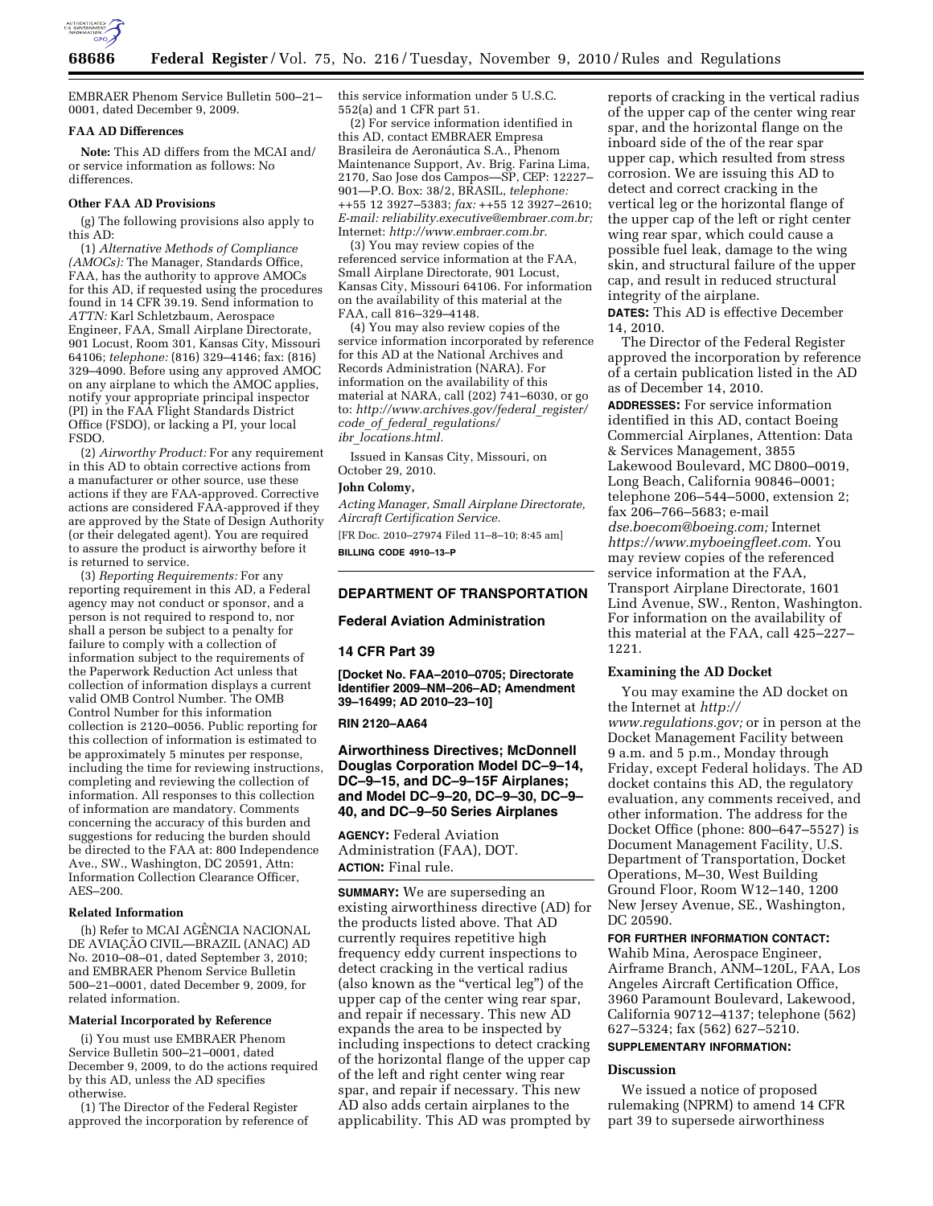EMBRAER Phenom Service Bulletin 500–21–0001, dated December 9, 2009.

**FAA AD Differences**

**Note:** This AD differs from the MCAI and/or service information as follows: No differences.

**Other FAA AD Provisions**

(g) The following provisions also apply to this AD:

(1) *Alternative Methods of Compliance (AMOCs):* The Manager, Standards Office, FAA, has the authority to approve AMOCs for this AD, if requested using the procedures found in 14 CFR 39.19. Send information to *ATTN:* Karl Schletzbaum, Aerospace Engineer, FAA, Small Airplane Directorate, 901 Locust, Room 301, Kansas City, Missouri 64106; *telephone:* (816) 329–4146; fax: (816) 329–4090. Before using any approved AMOC on any airplane to which the AMOC applies, notify your appropriate principal inspector (PI) in the FAA Flight Standards District Office (FSDO), or lacking a PI, your local FSDO.

(2) *Airworthy Product:* For any requirement in this AD to obtain corrective actions from a manufacturer or other source, use these actions if they are FAA-approved. Corrective actions are considered FAA-approved if they are approved by the State of Design Authority (or their delegated agent). You are required to assure the product is airworthy before it is returned to service.

(3) *Reporting Requirements:* For any reporting requirement in this AD, a Federal agency may not conduct or sponsor, and a person is not required to respond to, nor shall a person be subject to a penalty for failure to comply with a collection of information subject to the requirements of the Paperwork Reduction Act unless that collection of information displays a current valid OMB Control Number. The OMB Control Number for this information collection is 2120–0056. Public reporting for this collection of information is estimated to be approximately 5 minutes per response, including the time for reviewing instructions, completing and reviewing the collection of information. All responses to this collection of information are mandatory. Comments concerning the accuracy of this burden and suggestions for reducing the burden should be directed to the FAA at: 800 Independence Ave., SW., Washington, DC 20591, Attn: Information Collection Clearance Officer, AES–200.

**Related Information**

(h) Refer to MCAI AGÊNCIA NACIONAL DE AVIAÇÃO CIVIL—BRAZIL (ANAC) AD No. 2010–08–01, dated September 3, 2010; and EMBRAER Phenom Service Bulletin 500–21–0001, dated December 9, 2009, for related information.

**Material Incorporated by Reference**

(i) You must use EMBRAER Phenom Service Bulletin 500–21–0001, dated December 9, 2009, to do the actions required by this AD, unless the AD specifies otherwise.

(1) The Director of the Federal Register approved the incorporation by reference of this service information under 5 U.S.C. 552(a) and 1 CFR part 51.

(2) For service information identified in this AD, contact EMBRAER Empresa Brasileira de Aeronáutica S.A., Phenom Maintenance Support, Av. Brig. Farina Lima, 2170, Sao Jose dos Campos—SP, CEP: 12227–901—P.O. Box: 38/2, BRASIL, *telephone:* ++55 12 3927–5383; *fax:* ++55 12 3927–2610; *E-mail: reliability.executive@embraer.com.br;* Internet: *http://www.embraer.com.br.*

(3) You may review copies of the referenced service information at the FAA, Small Airplane Directorate, 901 Locust, Kansas City, Missouri 64106. For information on the availability of this material at the FAA, call 816–329–4148.

(4) You may also review copies of the service information incorporated by reference for this AD at the National Archives and Records Administration (NARA). For information on the availability of this material at NARA, call (202) 741–6030, or go to: *http://www.archives.gov/federal_register/code_of_federal_regulations/ibr_locations.html.*

Issued in Kansas City, Missouri, on October 29, 2010.

**John Colomy,**

*Acting Manager, Small Airplane Directorate, Aircraft Certification Service.*

[FR Doc. 2010–27974 Filed 11–8–10; 8:45 am]

**BILLING CODE 4910–13–P**

---

## DEPARTMENT OF TRANSPORTATION

### Federal Aviation Administration

### 14 CFR Part 39

**[Docket No. FAA–2010–0705; Directorate Identifier 2009–NM–206–AD; Amendment 39–16499; AD 2010–23–10]**

**RIN 2120–AA64**

### Airworthiness Directives; McDonnell Douglas Corporation Model DC–9–14, DC–9–15, and DC–9–15F Airplanes; and Model DC–9–20, DC–9–30, DC–9–40, and DC–9–50 Series Airplanes

**AGENCY:** Federal Aviation Administration (FAA), DOT.

**ACTION:** Final rule.

**SUMMARY:** We are superseding an existing airworthiness directive (AD) for the products listed above. That AD currently requires repetitive high frequency eddy current inspections to detect cracking in the vertical radius (also known as the "vertical leg") of the upper cap of the center wing rear spar, and repair if necessary. This new AD expands the area to be inspected by including inspections to detect cracking of the horizontal flange of the upper cap of the left and right center wing rear spar, and repair if necessary. This new AD also adds certain airplanes to the applicability. This AD was prompted by reports of cracking in the vertical radius of the upper cap of the center wing rear spar, and the horizontal flange on the inboard side of the of the rear spar upper cap, which resulted from stress corrosion. We are issuing this AD to detect and correct cracking in the vertical leg or the horizontal flange of the upper cap of the left or right center wing rear spar, which could cause a possible fuel leak, damage to the wing skin, and structural failure of the upper cap, and result in reduced structural integrity of the airplane.

**DATES:** This AD is effective December 14, 2010.

The Director of the Federal Register approved the incorporation by reference of a certain publication listed in the AD as of December 14, 2010.

**ADDRESSES:** For service information identified in this AD, contact Boeing Commercial Airplanes, Attention: Data & Services Management, 3855 Lakewood Boulevard, MC D800–0019, Long Beach, California 90846–0001; telephone 206–544–5000, extension 2; fax 206–766–5683; e-mail *dse.boecom@boeing.com;* Internet *https://www.myboeingfleet.com.* You may review copies of the referenced service information at the FAA, Transport Airplane Directorate, 1601 Lind Avenue, SW., Renton, Washington. For information on the availability of this material at the FAA, call 425–227–1221.

**Examining the AD Docket**

You may examine the AD docket on the Internet at *http://www.regulations.gov;* or in person at the Docket Management Facility between 9 a.m. and 5 p.m., Monday through Friday, except Federal holidays. The AD docket contains this AD, the regulatory evaluation, any comments received, and other information. The address for the Docket Office (phone: 800–647–5527) is Document Management Facility, U.S. Department of Transportation, Docket Operations, M–30, West Building Ground Floor, Room W12–140, 1200 New Jersey Avenue, SE., Washington, DC 20590.

**FOR FURTHER INFORMATION CONTACT:** Wahib Mina, Aerospace Engineer, Airframe Branch, ANM–120L, FAA, Los Angeles Aircraft Certification Office, 3960 Paramount Boulevard, Lakewood, California 90712–4137; telephone (562) 627–5324; fax (562) 627–5210.

**SUPPLEMENTARY INFORMATION:**

**Discussion**

We issued a notice of proposed rulemaking (NPRM) to amend 14 CFR part 39 to supersede airworthiness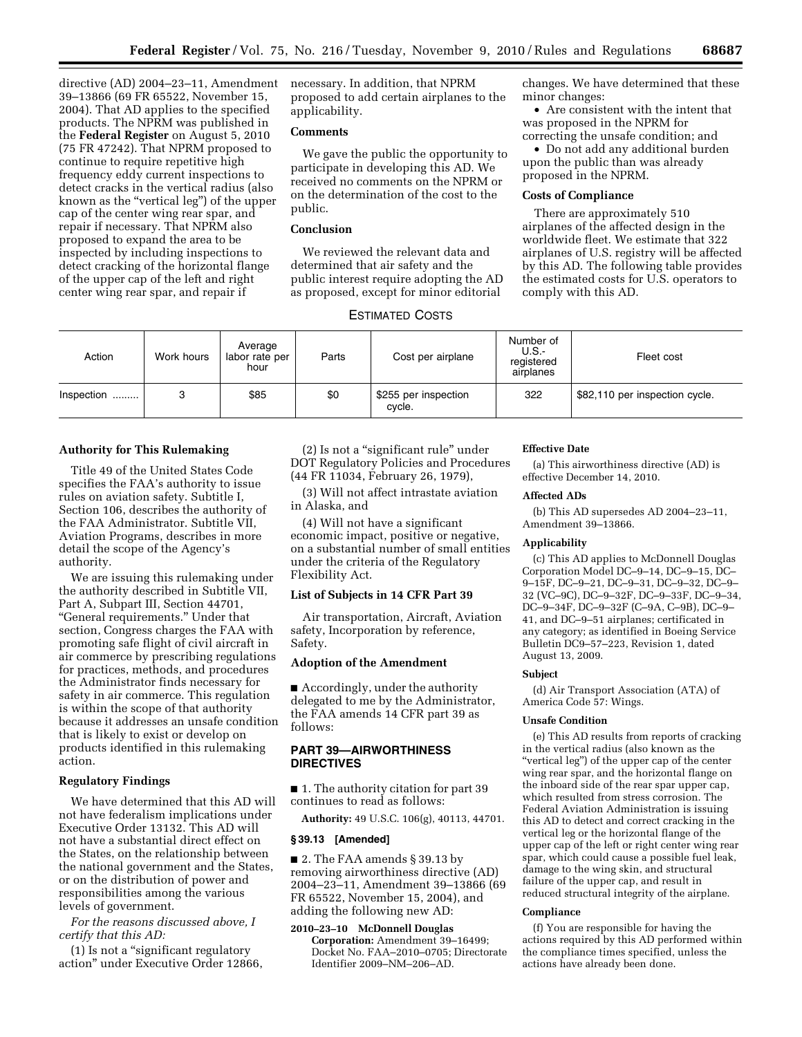directive (AD) 2004–23–11, Amendment 39–13866 (69 FR 65522, November 15, 2004). That AD applies to the specified products. The NPRM was published in the **Federal Register** on August 5, 2010 (75 FR 47242). That NPRM proposed to continue to require repetitive high frequency eddy current inspections to detect cracks in the vertical radius (also known as the "vertical leg") of the upper cap of the center wing rear spar, and repair if necessary. That NPRM also proposed to expand the area to be inspected by including inspections to detect cracking of the horizontal flange of the upper cap of the left and right center wing rear spar, and repair if necessary. In addition, that NPRM proposed to add certain airplanes to the applicability.

### Comments

We gave the public the opportunity to participate in developing this AD. We received no comments on the NPRM or on the determination of the cost to the public.

### Conclusion

We reviewed the relevant data and determined that air safety and the public interest require adopting the AD as proposed, except for minor editorial changes. We have determined that these minor changes:

- Are consistent with the intent that was proposed in the NPRM for correcting the unsafe condition; and
- Do not add any additional burden upon the public than was already proposed in the NPRM.

### Costs of Compliance

There are approximately 510 airplanes of the affected design in the worldwide fleet. We estimate that 322 airplanes of U.S. registry will be affected by this AD. The following table provides the estimated costs for U.S. operators to comply with this AD.

ESTIMATED COSTS

| Action | Work hours | Average labor rate per hour | Parts | Cost per airplane | Number of U.S.-registered airplanes | Fleet cost |
|---|---|---|---|---|---|---|
| Inspection ......... | 3 | $85 | $0 | $255 per inspection cycle. | 322 | $82,110 per inspection cycle. |

### Authority for This Rulemaking

Title 49 of the United States Code specifies the FAA's authority to issue rules on aviation safety. Subtitle I, Section 106, describes the authority of the FAA Administrator. Subtitle VII, Aviation Programs, describes in more detail the scope of the Agency's authority.

We are issuing this rulemaking under the authority described in Subtitle VII, Part A, Subpart III, Section 44701, "General requirements." Under that section, Congress charges the FAA with promoting safe flight of civil aircraft in air commerce by prescribing regulations for practices, methods, and procedures the Administrator finds necessary for safety in air commerce. This regulation is within the scope of that authority because it addresses an unsafe condition that is likely to exist or develop on products identified in this rulemaking action.

### Regulatory Findings

We have determined that this AD will not have federalism implications under Executive Order 13132. This AD will not have a substantial direct effect on the States, on the relationship between the national government and the States, or on the distribution of power and responsibilities among the various levels of government.

*For the reasons discussed above, I certify that this AD:*

(1) Is not a "significant regulatory action" under Executive Order 12866,

(2) Is not a "significant rule" under DOT Regulatory Policies and Procedures (44 FR 11034, February 26, 1979),

(3) Will not affect intrastate aviation in Alaska, and

(4) Will not have a significant economic impact, positive or negative, on a substantial number of small entities under the criteria of the Regulatory Flexibility Act.

### List of Subjects in 14 CFR Part 39

Air transportation, Aircraft, Aviation safety, Incorporation by reference, Safety.

### Adoption of the Amendment

■ Accordingly, under the authority delegated to me by the Administrator, the FAA amends 14 CFR part 39 as follows:

## PART 39—AIRWORTHINESS DIRECTIVES

■ 1. The authority citation for part 39 continues to read as follows:

**Authority:** 49 U.S.C. 106(g), 40113, 44701.

### § 39.13 [Amended]

■ 2. The FAA amends § 39.13 by removing airworthiness directive (AD) 2004–23–11, Amendment 39–13866 (69 FR 65522, November 15, 2004), and adding the following new AD:

**2010–23–10 McDonnell Douglas Corporation:** Amendment 39–16499; Docket No. FAA–2010–0705; Directorate Identifier 2009–NM–206–AD.

#### Effective Date

(a) This airworthiness directive (AD) is effective December 14, 2010.

#### Affected ADs

(b) This AD supersedes AD 2004–23–11, Amendment 39–13866.

#### Applicability

(c) This AD applies to McDonnell Douglas Corporation Model DC–9–14, DC–9–15, DC–9–15F, DC–9–21, DC–9–31, DC–9–32, DC–9–32 (VC–9C), DC–9–32F, DC–9–33F, DC–9–34, DC–9–34F, DC–9–32F (C–9A, C–9B), DC–9–41, and DC–9–51 airplanes; certificated in any category; as identified in Boeing Service Bulletin DC9–57–223, Revision 1, dated August 13, 2009.

#### Subject

(d) Air Transport Association (ATA) of America Code 57: Wings.

#### Unsafe Condition

(e) This AD results from reports of cracking in the vertical radius (also known as the "vertical leg") of the upper cap of the center wing rear spar, and the horizontal flange on the inboard side of the rear spar upper cap, which resulted from stress corrosion. The Federal Aviation Administration is issuing this AD to detect and correct cracking in the vertical leg or the horizontal flange of the upper cap of the left or right center wing rear spar, which could cause a possible fuel leak, damage to the wing skin, and structural failure of the upper cap, and result in reduced structural integrity of the airplane.

#### Compliance

(f) You are responsible for having the actions required by this AD performed within the compliance times specified, unless the actions have already been done.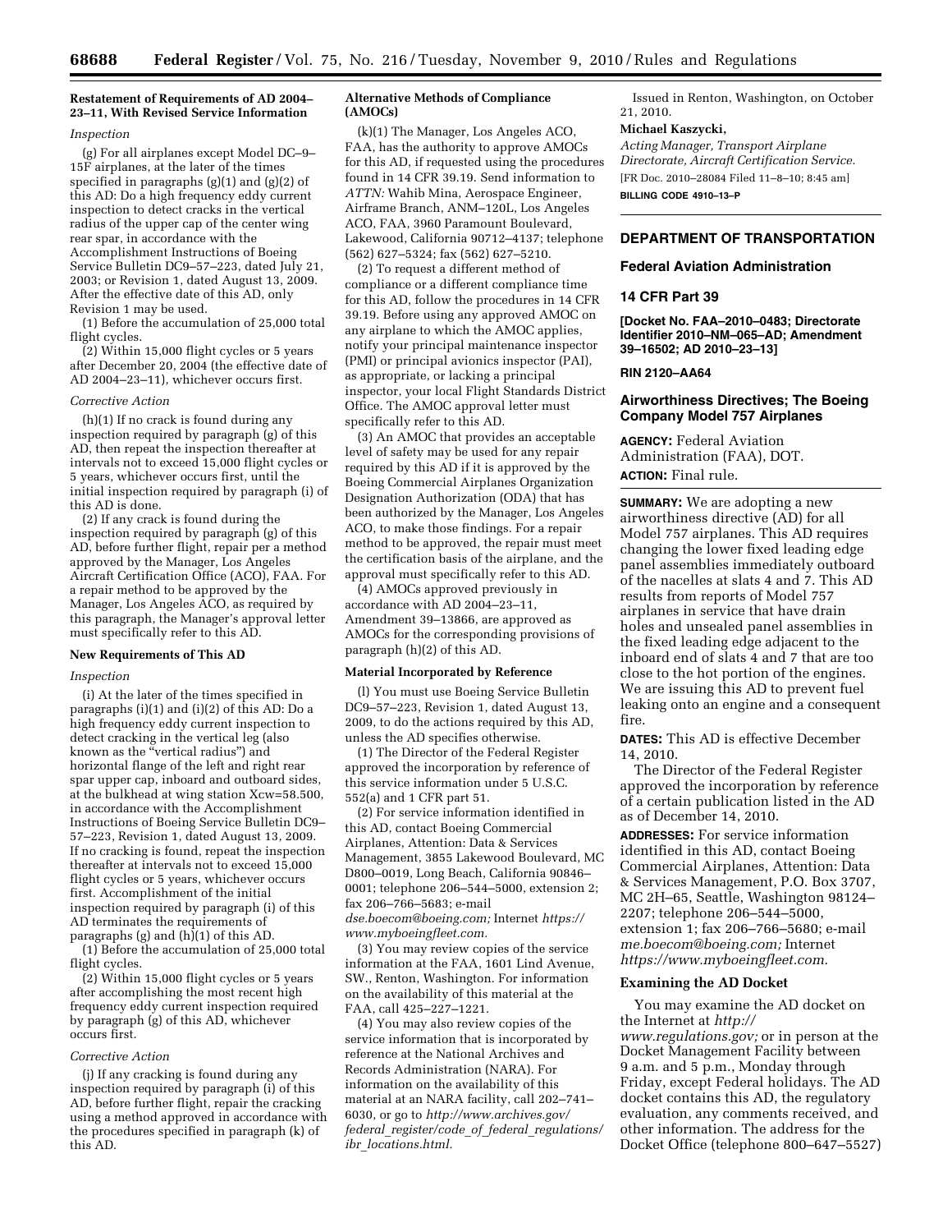**Restatement of Requirements of AD 2004–23–11, With Revised Service Information**

*Inspection*

(g) For all airplanes except Model DC–9–15F airplanes, at the later of the times specified in paragraphs (g)(1) and (g)(2) of this AD: Do a high frequency eddy current inspection to detect cracks in the vertical radius of the upper cap of the center wing rear spar, in accordance with the Accomplishment Instructions of Boeing Service Bulletin DC9–57–223, dated July 21, 2003; or Revision 1, dated August 13, 2009. After the effective date of this AD, only Revision 1 may be used.

(1) Before the accumulation of 25,000 total flight cycles.

(2) Within 15,000 flight cycles or 5 years after December 20, 2004 (the effective date of AD 2004–23–11), whichever occurs first.

*Corrective Action*

(h)(1) If no crack is found during any inspection required by paragraph (g) of this AD, then repeat the inspection thereafter at intervals not to exceed 15,000 flight cycles or 5 years, whichever occurs first, until the initial inspection required by paragraph (i) of this AD is done.

(2) If any crack is found during the inspection required by paragraph (g) of this AD, before further flight, repair per a method approved by the Manager, Los Angeles Aircraft Certification Office (ACO), FAA. For a repair method to be approved by the Manager, Los Angeles ACO, as required by this paragraph, the Manager's approval letter must specifically refer to this AD.

**New Requirements of This AD**

*Inspection*

(i) At the later of the times specified in paragraphs (i)(1) and (i)(2) of this AD: Do a high frequency eddy current inspection to detect cracking in the vertical leg (also known as the "vertical radius") and horizontal flange of the left and right rear spar upper cap, inboard and outboard sides, at the bulkhead at wing station Xcw=58.500, in accordance with the Accomplishment Instructions of Boeing Service Bulletin DC9–57–223, Revision 1, dated August 13, 2009. If no cracking is found, repeat the inspection thereafter at intervals not to exceed 15,000 flight cycles or 5 years, whichever occurs first. Accomplishment of the initial inspection required by paragraph (i) of this AD terminates the requirements of paragraphs (g) and (h)(1) of this AD.

(1) Before the accumulation of 25,000 total flight cycles.

(2) Within 15,000 flight cycles or 5 years after accomplishing the most recent high frequency eddy current inspection required by paragraph (g) of this AD, whichever occurs first.

*Corrective Action*

(j) If any cracking is found during any inspection required by paragraph (i) of this AD, before further flight, repair the cracking using a method approved in accordance with the procedures specified in paragraph (k) of this AD.

**Alternative Methods of Compliance (AMOCs)**

(k)(1) The Manager, Los Angeles ACO, FAA, has the authority to approve AMOCs for this AD, if requested using the procedures found in 14 CFR 39.19. Send information to *ATTN:* Wahib Mina, Aerospace Engineer, Airframe Branch, ANM–120L, Los Angeles ACO, FAA, 3960 Paramount Boulevard, Lakewood, California 90712–4137; telephone (562) 627–5324; fax (562) 627–5210.

(2) To request a different method of compliance or a different compliance time for this AD, follow the procedures in 14 CFR 39.19. Before using any approved AMOC on any airplane to which the AMOC applies, notify your principal maintenance inspector (PMI) or principal avionics inspector (PAI), as appropriate, or lacking a principal inspector, your local Flight Standards District Office. The AMOC approval letter must specifically refer to this AD.

(3) An AMOC that provides an acceptable level of safety may be used for any repair required by this AD if it is approved by the Boeing Commercial Airplanes Organization Designation Authorization (ODA) that has been authorized by the Manager, Los Angeles ACO, to make those findings. For a repair method to be approved, the repair must meet the certification basis of the airplane, and the approval must specifically refer to this AD.

(4) AMOCs approved previously in accordance with AD 2004–23–11, Amendment 39–13866, are approved as AMOCs for the corresponding provisions of paragraph (h)(2) of this AD.

**Material Incorporated by Reference**

(l) You must use Boeing Service Bulletin DC9–57–223, Revision 1, dated August 13, 2009, to do the actions required by this AD, unless the AD specifies otherwise.

(1) The Director of the Federal Register approved the incorporation by reference of this service information under 5 U.S.C. 552(a) and 1 CFR part 51.

(2) For service information identified in this AD, contact Boeing Commercial Airplanes, Attention: Data & Services Management, 3855 Lakewood Boulevard, MC D800–0019, Long Beach, California 90846–0001; telephone 206–544–5000, extension 2; fax 206–766–5683; e-mail *dse.boecom@boeing.com;* Internet *https://www.myboeingfleet.com.*

(3) You may review copies of the service information at the FAA, 1601 Lind Avenue, SW., Renton, Washington. For information on the availability of this material at the FAA, call 425–227–1221.

(4) You may also review copies of the service information that is incorporated by reference at the National Archives and Records Administration (NARA). For information on the availability of this material at an NARA facility, call 202–741–6030, or go to *http://www.archives.gov/federal_register/code_of_federal_regulations/ibr_locations.html.*

Issued in Renton, Washington, on October 21, 2010.

**Michael Kaszycki,**

*Acting Manager, Transport Airplane Directorate, Aircraft Certification Service.*

[FR Doc. 2010–28084 Filed 11–8–10; 8:45 am]

**BILLING CODE 4910–13–P**

---

## DEPARTMENT OF TRANSPORTATION

### Federal Aviation Administration

### 14 CFR Part 39

**[Docket No. FAA–2010–0483; Directorate Identifier 2010–NM–065–AD; Amendment 39–16502; AD 2010–23–13]**

**RIN 2120–AA64**

### Airworthiness Directives; The Boeing Company Model 757 Airplanes

**AGENCY:** Federal Aviation Administration (FAA), DOT.

**ACTION:** Final rule.

**SUMMARY:** We are adopting a new airworthiness directive (AD) for all Model 757 airplanes. This AD requires changing the lower fixed leading edge panel assemblies immediately outboard of the nacelles at slats 4 and 7. This AD results from reports of Model 757 airplanes in service that have drain holes and unsealed panel assemblies in the fixed leading edge adjacent to the inboard end of slats 4 and 7 that are too close to the hot portion of the engines. We are issuing this AD to prevent fuel leaking onto an engine and a consequent fire.

**DATES:** This AD is effective December 14, 2010.

The Director of the Federal Register approved the incorporation by reference of a certain publication listed in the AD as of December 14, 2010.

**ADDRESSES:** For service information identified in this AD, contact Boeing Commercial Airplanes, Attention: Data & Services Management, P.O. Box 3707, MC 2H–65, Seattle, Washington 98124–2207; telephone 206–544–5000, extension 1; fax 206–766–5680; e-mail *me.boecom@boeing.com;* Internet *https://www.myboeingfleet.com.*

**Examining the AD Docket**

You may examine the AD docket on the Internet at *http://www.regulations.gov;* or in person at the Docket Management Facility between 9 a.m. and 5 p.m., Monday through Friday, except Federal holidays. The AD docket contains this AD, the regulatory evaluation, any comments received, and other information. The address for the Docket Office (telephone 800–647–5527)